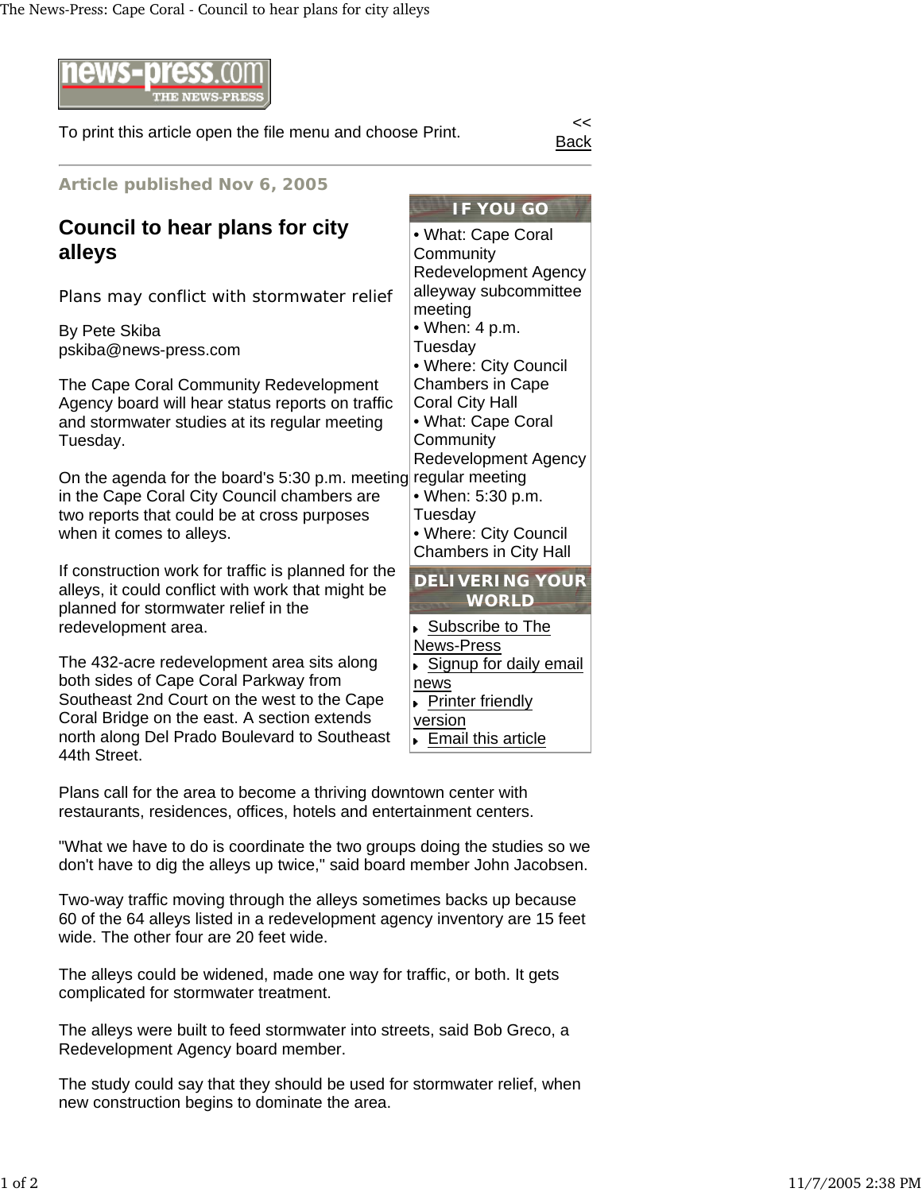To print this article open the file menu and choose Print.

<< Back

**Article published Nov 6, 2005**

# Council to hear plans for city alleys

Plans may conflict with stormwater relief

By Pete Skiba
pskiba@news-press.com

The Cape Coral Community Redevelopment Agency board will hear status reports on traffic and stormwater studies at its regular meeting Tuesday.

On the agenda for the board's 5:30 p.m. meeting in the Cape Coral City Council chambers are two reports that could be at cross purposes when it comes to alleys.

If construction work for traffic is planned for the alleys, it could conflict with work that might be planned for stormwater relief in the redevelopment area.

The 432-acre redevelopment area sits along both sides of Cape Coral Parkway from Southeast 2nd Court on the west to the Cape Coral Bridge on the east. A section extends north along Del Prado Boulevard to Southeast 44th Street.

Plans call for the area to become a thriving downtown center with restaurants, residences, offices, hotels and entertainment centers.

"What we have to do is coordinate the two groups doing the studies so we don't have to dig the alleys up twice," said board member John Jacobsen.

Two-way traffic moving through the alleys sometimes backs up because 60 of the 64 alleys listed in a redevelopment agency inventory are 15 feet wide. The other four are 20 feet wide.

The alleys could be widened, made one way for traffic, or both. It gets complicated for stormwater treatment.

The alleys were built to feed stormwater into streets, said Bob Greco, a Redevelopment Agency board member.

The study could say that they should be used for stormwater relief, when new construction begins to dominate the area.

**IF YOU GO**

- What: Cape Coral Community Redevelopment Agency alleyway subcommittee meeting
- When: 4 p.m. Tuesday
- Where: City Council Chambers in Cape Coral City Hall
- What: Cape Coral Community Redevelopment Agency regular meeting
- When: 5:30 p.m. Tuesday
- Where: City Council Chambers in City Hall

**DELIVERING YOUR WORLD**

- Subscribe to The News-Press
- Signup for daily email news
- Printer friendly version
- Email this article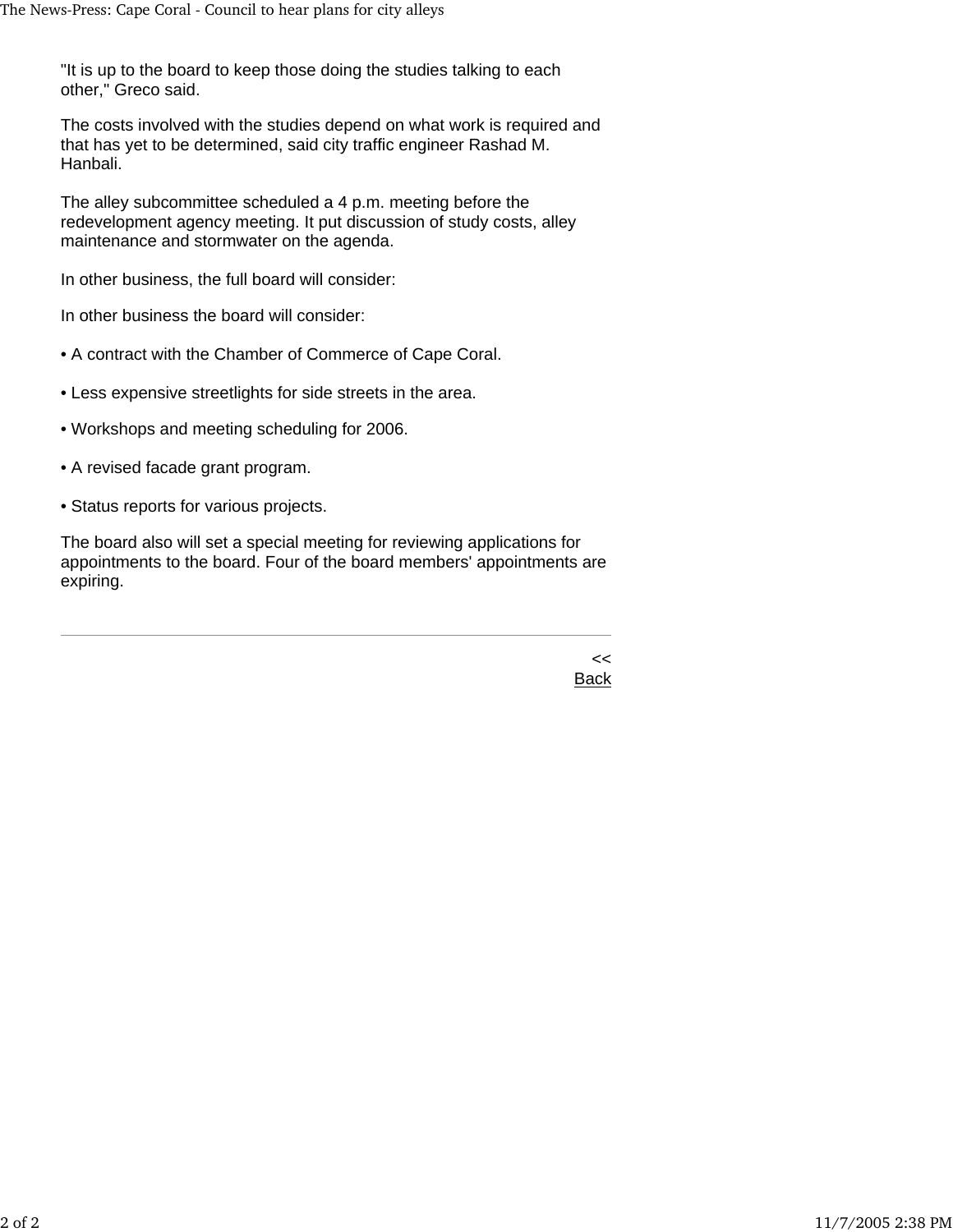"It is up to the board to keep those doing the studies talking to each other," Greco said.

The costs involved with the studies depend on what work is required and that has yet to be determined, said city traffic engineer Rashad M. Hanbali.

The alley subcommittee scheduled a 4 p.m. meeting before the redevelopment agency meeting. It put discussion of study costs, alley maintenance and stormwater on the agenda.

In other business, the full board will consider:

In other business the board will consider:

• A contract with the Chamber of Commerce of Cape Coral.

• Less expensive streetlights for side streets in the area.

• Workshops and meeting scheduling for 2006.

• A revised facade grant program.

• Status reports for various projects.

The board also will set a special meeting for reviewing applications for appointments to the board. Four of the board members' appointments are expiring.

---

<< Back